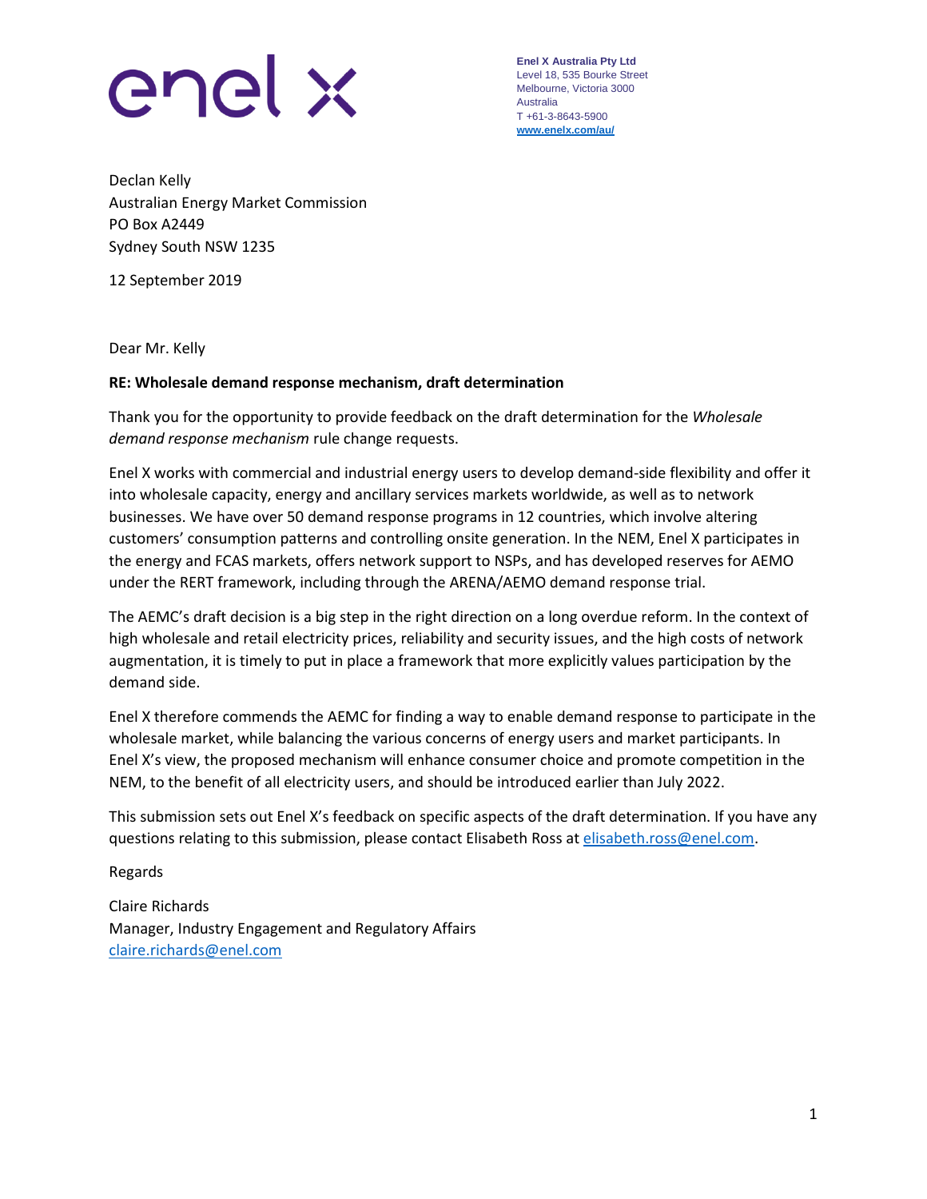enel x

**Enel X Australia Pty Ltd**
Level 18, 535 Bourke Street
Melbourne, Victoria 3000
Australia
T +61-3-8643-5900
[www.enelx.com/au/](http://www.enelx.com/au/)

Declan Kelly
Australian Energy Market Commission
PO Box A2449
Sydney South NSW 1235

12 September 2019

Dear Mr. Kelly

**RE: Wholesale demand response mechanism, draft determination**

Thank you for the opportunity to provide feedback on the draft determination for the *Wholesale demand response mechanism* rule change requests.

Enel X works with commercial and industrial energy users to develop demand-side flexibility and offer it into wholesale capacity, energy and ancillary services markets worldwide, as well as to network businesses. We have over 50 demand response programs in 12 countries, which involve altering customers' consumption patterns and controlling onsite generation. In the NEM, Enel X participates in the energy and FCAS markets, offers network support to NSPs, and has developed reserves for AEMO under the RERT framework, including through the ARENA/AEMO demand response trial.

The AEMC's draft decision is a big step in the right direction on a long overdue reform. In the context of high wholesale and retail electricity prices, reliability and security issues, and the high costs of network augmentation, it is timely to put in place a framework that more explicitly values participation by the demand side.

Enel X therefore commends the AEMC for finding a way to enable demand response to participate in the wholesale market, while balancing the various concerns of energy users and market participants. In Enel X's view, the proposed mechanism will enhance consumer choice and promote competition in the NEM, to the benefit of all electricity users, and should be introduced earlier than July 2022.

This submission sets out Enel X's feedback on specific aspects of the draft determination. If you have any questions relating to this submission, please contact Elisabeth Ross at [elisabeth.ross@enel.com](mailto:elisabeth.ross@enel.com).

Regards

Claire Richards
Manager, Industry Engagement and Regulatory Affairs
[claire.richards@enel.com](mailto:claire.richards@enel.com)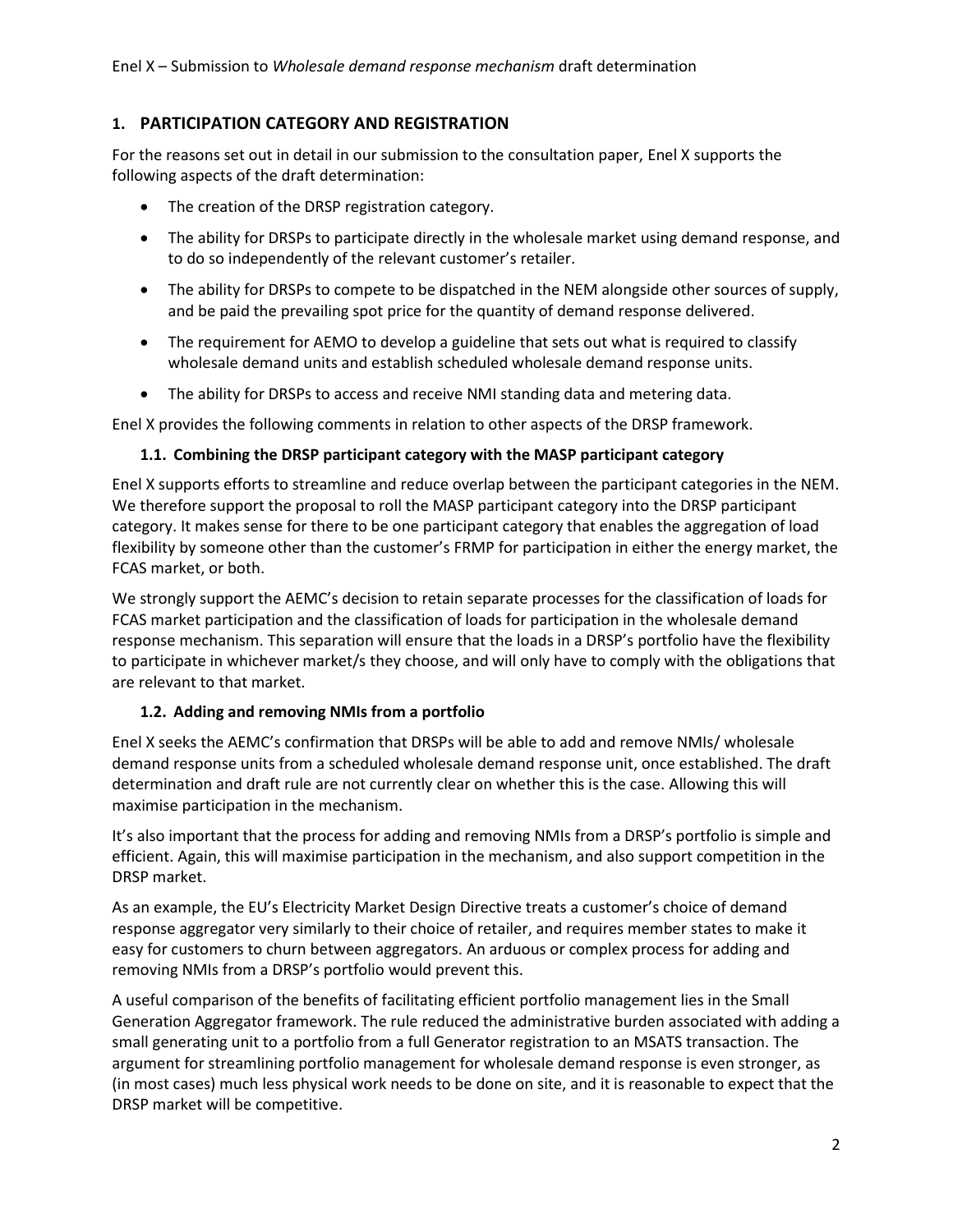## 1. PARTICIPATION CATEGORY AND REGISTRATION

For the reasons set out in detail in our submission to the consultation paper, Enel X supports the following aspects of the draft determination:

- The creation of the DRSP registration category.
- The ability for DRSPs to participate directly in the wholesale market using demand response, and to do so independently of the relevant customer's retailer.
- The ability for DRSPs to compete to be dispatched in the NEM alongside other sources of supply, and be paid the prevailing spot price for the quantity of demand response delivered.
- The requirement for AEMO to develop a guideline that sets out what is required to classify wholesale demand units and establish scheduled wholesale demand response units.
- The ability for DRSPs to access and receive NMI standing data and metering data.

Enel X provides the following comments in relation to other aspects of the DRSP framework.

### 1.1. Combining the DRSP participant category with the MASP participant category

Enel X supports efforts to streamline and reduce overlap between the participant categories in the NEM. We therefore support the proposal to roll the MASP participant category into the DRSP participant category. It makes sense for there to be one participant category that enables the aggregation of load flexibility by someone other than the customer's FRMP for participation in either the energy market, the FCAS market, or both.

We strongly support the AEMC's decision to retain separate processes for the classification of loads for FCAS market participation and the classification of loads for participation in the wholesale demand response mechanism. This separation will ensure that the loads in a DRSP's portfolio have the flexibility to participate in whichever market/s they choose, and will only have to comply with the obligations that are relevant to that market.

### 1.2. Adding and removing NMIs from a portfolio

Enel X seeks the AEMC's confirmation that DRSPs will be able to add and remove NMIs/ wholesale demand response units from a scheduled wholesale demand response unit, once established. The draft determination and draft rule are not currently clear on whether this is the case. Allowing this will maximise participation in the mechanism.

It's also important that the process for adding and removing NMIs from a DRSP's portfolio is simple and efficient. Again, this will maximise participation in the mechanism, and also support competition in the DRSP market.

As an example, the EU's Electricity Market Design Directive treats a customer's choice of demand response aggregator very similarly to their choice of retailer, and requires member states to make it easy for customers to churn between aggregators. An arduous or complex process for adding and removing NMIs from a DRSP's portfolio would prevent this.

A useful comparison of the benefits of facilitating efficient portfolio management lies in the Small Generation Aggregator framework. The rule reduced the administrative burden associated with adding a small generating unit to a portfolio from a full Generator registration to an MSATS transaction. The argument for streamlining portfolio management for wholesale demand response is even stronger, as (in most cases) much less physical work needs to be done on site, and it is reasonable to expect that the DRSP market will be competitive.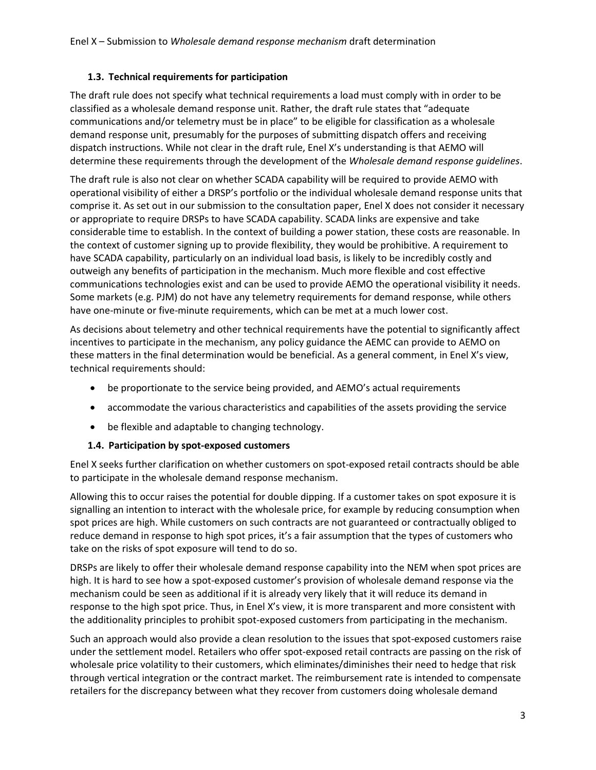### 1.3. Technical requirements for participation

The draft rule does not specify what technical requirements a load must comply with in order to be classified as a wholesale demand response unit. Rather, the draft rule states that "adequate communications and/or telemetry must be in place" to be eligible for classification as a wholesale demand response unit, presumably for the purposes of submitting dispatch offers and receiving dispatch instructions. While not clear in the draft rule, Enel X's understanding is that AEMO will determine these requirements through the development of the *Wholesale demand response guidelines*.

The draft rule is also not clear on whether SCADA capability will be required to provide AEMO with operational visibility of either a DRSP's portfolio or the individual wholesale demand response units that comprise it. As set out in our submission to the consultation paper, Enel X does not consider it necessary or appropriate to require DRSPs to have SCADA capability. SCADA links are expensive and take considerable time to establish. In the context of building a power station, these costs are reasonable. In the context of customer signing up to provide flexibility, they would be prohibitive. A requirement to have SCADA capability, particularly on an individual load basis, is likely to be incredibly costly and outweigh any benefits of participation in the mechanism. Much more flexible and cost effective communications technologies exist and can be used to provide AEMO the operational visibility it needs. Some markets (e.g. PJM) do not have any telemetry requirements for demand response, while others have one-minute or five-minute requirements, which can be met at a much lower cost.

As decisions about telemetry and other technical requirements have the potential to significantly affect incentives to participate in the mechanism, any policy guidance the AEMC can provide to AEMO on these matters in the final determination would be beneficial. As a general comment, in Enel X's view, technical requirements should:

- be proportionate to the service being provided, and AEMO's actual requirements
- accommodate the various characteristics and capabilities of the assets providing the service
- be flexible and adaptable to changing technology.

### 1.4. Participation by spot-exposed customers

Enel X seeks further clarification on whether customers on spot-exposed retail contracts should be able to participate in the wholesale demand response mechanism.

Allowing this to occur raises the potential for double dipping. If a customer takes on spot exposure it is signalling an intention to interact with the wholesale price, for example by reducing consumption when spot prices are high. While customers on such contracts are not guaranteed or contractually obliged to reduce demand in response to high spot prices, it's a fair assumption that the types of customers who take on the risks of spot exposure will tend to do so.

DRSPs are likely to offer their wholesale demand response capability into the NEM when spot prices are high. It is hard to see how a spot-exposed customer's provision of wholesale demand response via the mechanism could be seen as additional if it is already very likely that it will reduce its demand in response to the high spot price. Thus, in Enel X's view, it is more transparent and more consistent with the additionality principles to prohibit spot-exposed customers from participating in the mechanism.

Such an approach would also provide a clean resolution to the issues that spot-exposed customers raise under the settlement model. Retailers who offer spot-exposed retail contracts are passing on the risk of wholesale price volatility to their customers, which eliminates/diminishes their need to hedge that risk through vertical integration or the contract market. The reimbursement rate is intended to compensate retailers for the discrepancy between what they recover from customers doing wholesale demand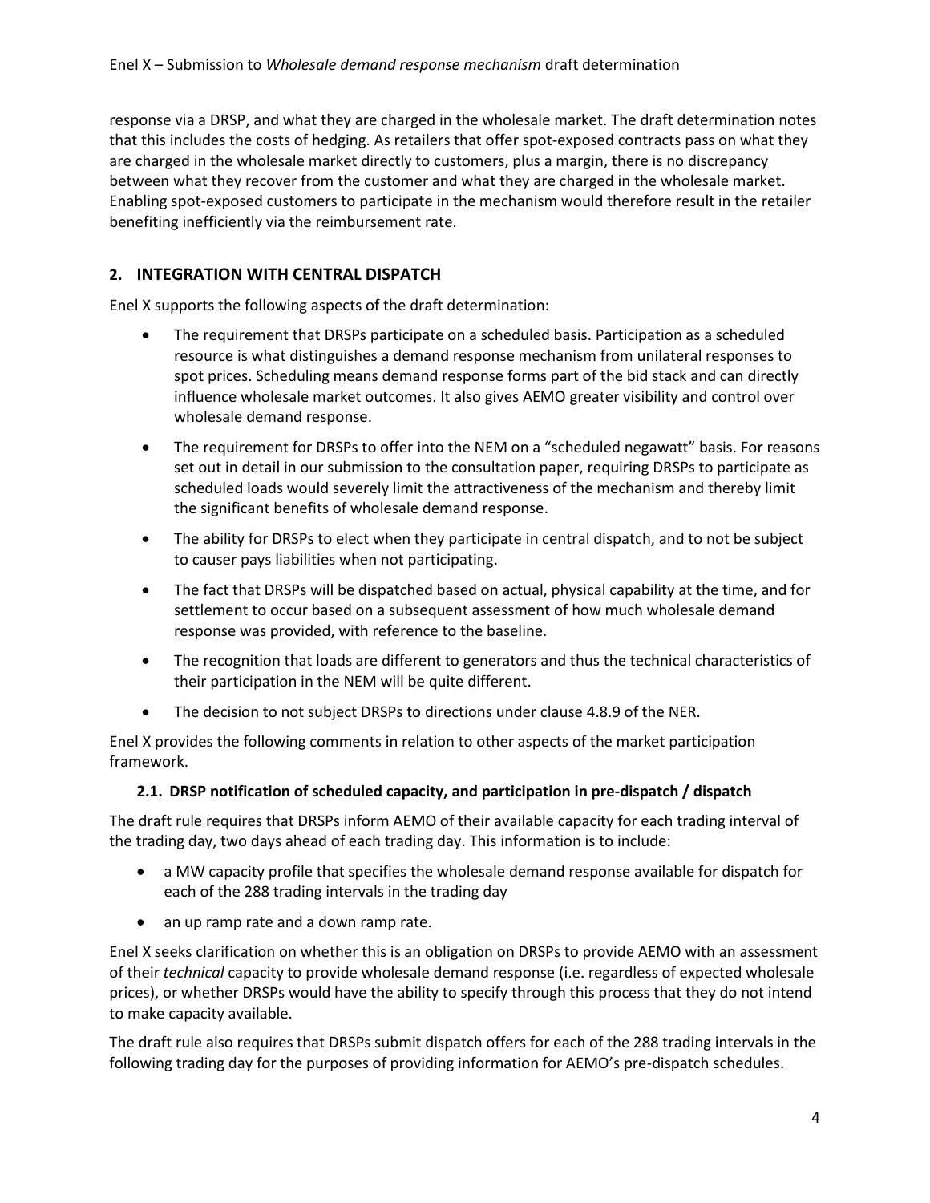response via a DRSP, and what they are charged in the wholesale market. The draft determination notes that this includes the costs of hedging. As retailers that offer spot-exposed contracts pass on what they are charged in the wholesale market directly to customers, plus a margin, there is no discrepancy between what they recover from the customer and what they are charged in the wholesale market. Enabling spot-exposed customers to participate in the mechanism would therefore result in the retailer benefiting inefficiently via the reimbursement rate.

## 2. INTEGRATION WITH CENTRAL DISPATCH

Enel X supports the following aspects of the draft determination:

- The requirement that DRSPs participate on a scheduled basis. Participation as a scheduled resource is what distinguishes a demand response mechanism from unilateral responses to spot prices. Scheduling means demand response forms part of the bid stack and can directly influence wholesale market outcomes. It also gives AEMO greater visibility and control over wholesale demand response.
- The requirement for DRSPs to offer into the NEM on a "scheduled negawatt" basis. For reasons set out in detail in our submission to the consultation paper, requiring DRSPs to participate as scheduled loads would severely limit the attractiveness of the mechanism and thereby limit the significant benefits of wholesale demand response.
- The ability for DRSPs to elect when they participate in central dispatch, and to not be subject to causer pays liabilities when not participating.
- The fact that DRSPs will be dispatched based on actual, physical capability at the time, and for settlement to occur based on a subsequent assessment of how much wholesale demand response was provided, with reference to the baseline.
- The recognition that loads are different to generators and thus the technical characteristics of their participation in the NEM will be quite different.
- The decision to not subject DRSPs to directions under clause 4.8.9 of the NER.

Enel X provides the following comments in relation to other aspects of the market participation framework.

### 2.1. DRSP notification of scheduled capacity, and participation in pre-dispatch / dispatch

The draft rule requires that DRSPs inform AEMO of their available capacity for each trading interval of the trading day, two days ahead of each trading day. This information is to include:

- a MW capacity profile that specifies the wholesale demand response available for dispatch for each of the 288 trading intervals in the trading day
- an up ramp rate and a down ramp rate.

Enel X seeks clarification on whether this is an obligation on DRSPs to provide AEMO with an assessment of their *technical* capacity to provide wholesale demand response (i.e. regardless of expected wholesale prices), or whether DRSPs would have the ability to specify through this process that they do not intend to make capacity available.

The draft rule also requires that DRSPs submit dispatch offers for each of the 288 trading intervals in the following trading day for the purposes of providing information for AEMO's pre-dispatch schedules.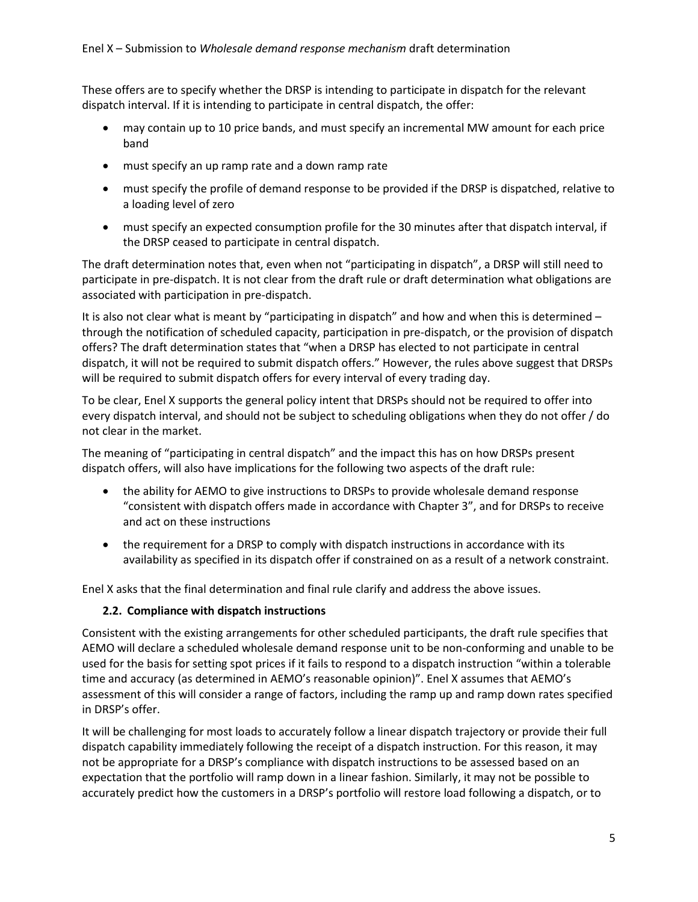These offers are to specify whether the DRSP is intending to participate in dispatch for the relevant dispatch interval. If it is intending to participate in central dispatch, the offer:

- may contain up to 10 price bands, and must specify an incremental MW amount for each price band
- must specify an up ramp rate and a down ramp rate
- must specify the profile of demand response to be provided if the DRSP is dispatched, relative to a loading level of zero
- must specify an expected consumption profile for the 30 minutes after that dispatch interval, if the DRSP ceased to participate in central dispatch.

The draft determination notes that, even when not "participating in dispatch", a DRSP will still need to participate in pre-dispatch. It is not clear from the draft rule or draft determination what obligations are associated with participation in pre-dispatch.

It is also not clear what is meant by "participating in dispatch" and how and when this is determined – through the notification of scheduled capacity, participation in pre-dispatch, or the provision of dispatch offers? The draft determination states that "when a DRSP has elected to not participate in central dispatch, it will not be required to submit dispatch offers." However, the rules above suggest that DRSPs will be required to submit dispatch offers for every interval of every trading day.

To be clear, Enel X supports the general policy intent that DRSPs should not be required to offer into every dispatch interval, and should not be subject to scheduling obligations when they do not offer / do not clear in the market.

The meaning of "participating in central dispatch" and the impact this has on how DRSPs present dispatch offers, will also have implications for the following two aspects of the draft rule:

- the ability for AEMO to give instructions to DRSPs to provide wholesale demand response "consistent with dispatch offers made in accordance with Chapter 3", and for DRSPs to receive and act on these instructions
- the requirement for a DRSP to comply with dispatch instructions in accordance with its availability as specified in its dispatch offer if constrained on as a result of a network constraint.

Enel X asks that the final determination and final rule clarify and address the above issues.

### 2.2. Compliance with dispatch instructions

Consistent with the existing arrangements for other scheduled participants, the draft rule specifies that AEMO will declare a scheduled wholesale demand response unit to be non-conforming and unable to be used for the basis for setting spot prices if it fails to respond to a dispatch instruction "within a tolerable time and accuracy (as determined in AEMO's reasonable opinion)". Enel X assumes that AEMO's assessment of this will consider a range of factors, including the ramp up and ramp down rates specified in DRSP's offer.

It will be challenging for most loads to accurately follow a linear dispatch trajectory or provide their full dispatch capability immediately following the receipt of a dispatch instruction. For this reason, it may not be appropriate for a DRSP's compliance with dispatch instructions to be assessed based on an expectation that the portfolio will ramp down in a linear fashion. Similarly, it may not be possible to accurately predict how the customers in a DRSP's portfolio will restore load following a dispatch, or to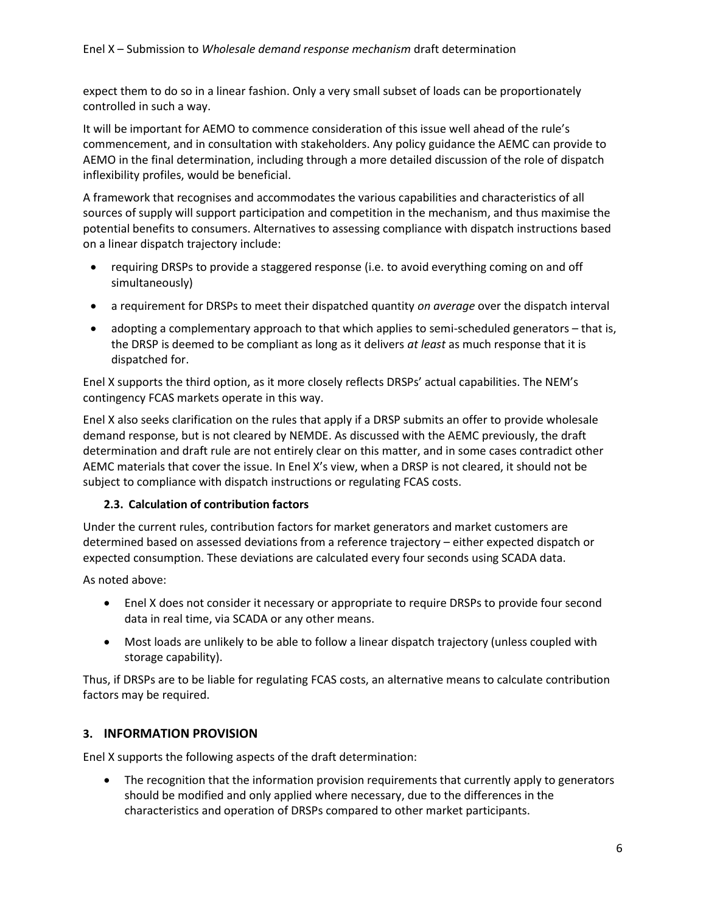expect them to do so in a linear fashion. Only a very small subset of loads can be proportionately controlled in such a way.

It will be important for AEMO to commence consideration of this issue well ahead of the rule's commencement, and in consultation with stakeholders. Any policy guidance the AEMC can provide to AEMO in the final determination, including through a more detailed discussion of the role of dispatch inflexibility profiles, would be beneficial.

A framework that recognises and accommodates the various capabilities and characteristics of all sources of supply will support participation and competition in the mechanism, and thus maximise the potential benefits to consumers. Alternatives to assessing compliance with dispatch instructions based on a linear dispatch trajectory include:

- requiring DRSPs to provide a staggered response (i.e. to avoid everything coming on and off simultaneously)
- a requirement for DRSPs to meet their dispatched quantity *on average* over the dispatch interval
- adopting a complementary approach to that which applies to semi-scheduled generators – that is, the DRSP is deemed to be compliant as long as it delivers *at least* as much response that it is dispatched for.

Enel X supports the third option, as it more closely reflects DRSPs' actual capabilities. The NEM's contingency FCAS markets operate in this way.

Enel X also seeks clarification on the rules that apply if a DRSP submits an offer to provide wholesale demand response, but is not cleared by NEMDE. As discussed with the AEMC previously, the draft determination and draft rule are not entirely clear on this matter, and in some cases contradict other AEMC materials that cover the issue. In Enel X's view, when a DRSP is not cleared, it should not be subject to compliance with dispatch instructions or regulating FCAS costs.

### 2.3. Calculation of contribution factors

Under the current rules, contribution factors for market generators and market customers are determined based on assessed deviations from a reference trajectory – either expected dispatch or expected consumption. These deviations are calculated every four seconds using SCADA data.

As noted above:

- Enel X does not consider it necessary or appropriate to require DRSPs to provide four second data in real time, via SCADA or any other means.
- Most loads are unlikely to be able to follow a linear dispatch trajectory (unless coupled with storage capability).

Thus, if DRSPs are to be liable for regulating FCAS costs, an alternative means to calculate contribution factors may be required.

## 3. INFORMATION PROVISION

Enel X supports the following aspects of the draft determination:

- The recognition that the information provision requirements that currently apply to generators should be modified and only applied where necessary, due to the differences in the characteristics and operation of DRSPs compared to other market participants.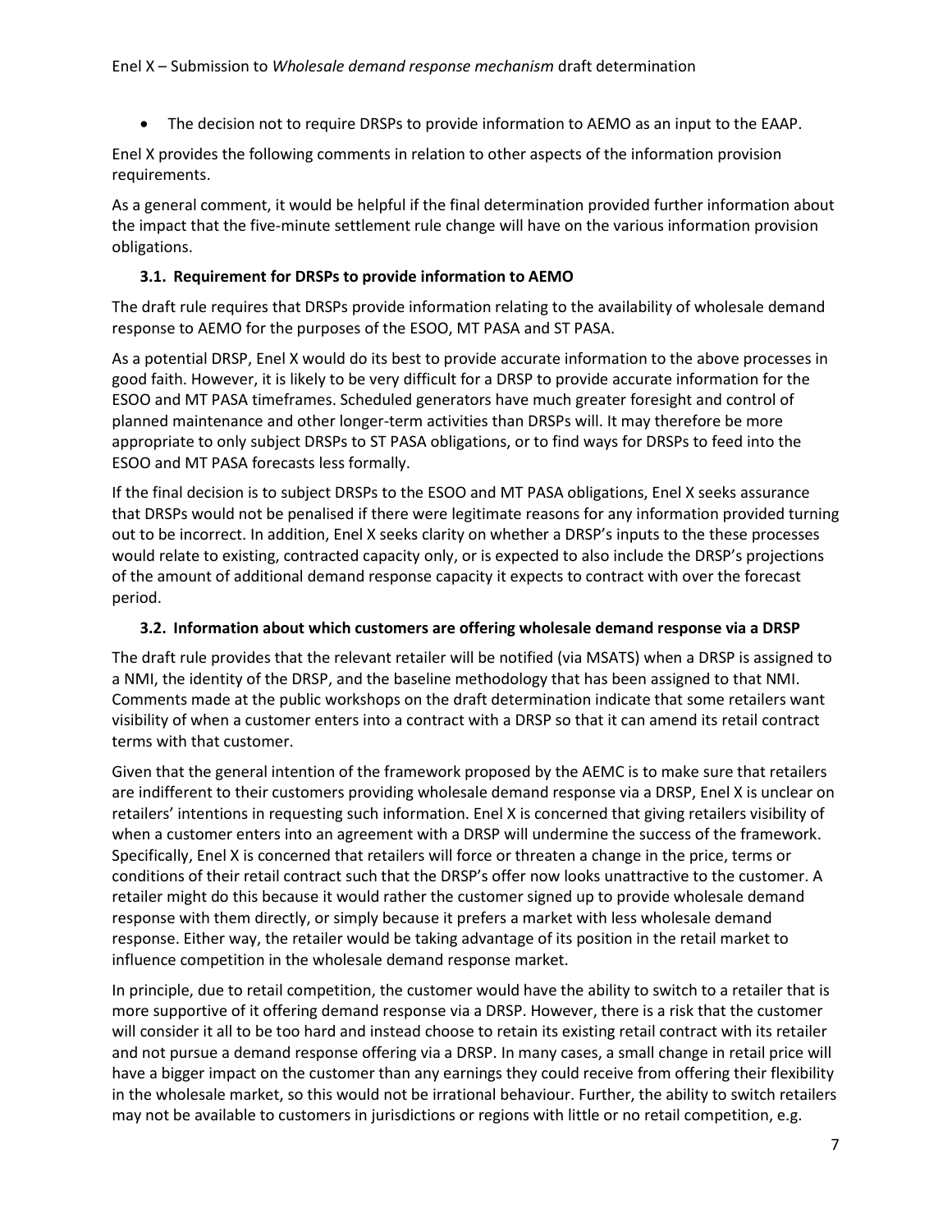- The decision not to require DRSPs to provide information to AEMO as an input to the EAAP.

Enel X provides the following comments in relation to other aspects of the information provision requirements.

As a general comment, it would be helpful if the final determination provided further information about the impact that the five-minute settlement rule change will have on the various information provision obligations.

### 3.1. Requirement for DRSPs to provide information to AEMO

The draft rule requires that DRSPs provide information relating to the availability of wholesale demand response to AEMO for the purposes of the ESOO, MT PASA and ST PASA.

As a potential DRSP, Enel X would do its best to provide accurate information to the above processes in good faith. However, it is likely to be very difficult for a DRSP to provide accurate information for the ESOO and MT PASA timeframes. Scheduled generators have much greater foresight and control of planned maintenance and other longer-term activities than DRSPs will. It may therefore be more appropriate to only subject DRSPs to ST PASA obligations, or to find ways for DRSPs to feed into the ESOO and MT PASA forecasts less formally.

If the final decision is to subject DRSPs to the ESOO and MT PASA obligations, Enel X seeks assurance that DRSPs would not be penalised if there were legitimate reasons for any information provided turning out to be incorrect. In addition, Enel X seeks clarity on whether a DRSP's inputs to the these processes would relate to existing, contracted capacity only, or is expected to also include the DRSP's projections of the amount of additional demand response capacity it expects to contract with over the forecast period.

### 3.2. Information about which customers are offering wholesale demand response via a DRSP

The draft rule provides that the relevant retailer will be notified (via MSATS) when a DRSP is assigned to a NMI, the identity of the DRSP, and the baseline methodology that has been assigned to that NMI. Comments made at the public workshops on the draft determination indicate that some retailers want visibility of when a customer enters into a contract with a DRSP so that it can amend its retail contract terms with that customer.

Given that the general intention of the framework proposed by the AEMC is to make sure that retailers are indifferent to their customers providing wholesale demand response via a DRSP, Enel X is unclear on retailers' intentions in requesting such information. Enel X is concerned that giving retailers visibility of when a customer enters into an agreement with a DRSP will undermine the success of the framework. Specifically, Enel X is concerned that retailers will force or threaten a change in the price, terms or conditions of their retail contract such that the DRSP's offer now looks unattractive to the customer. A retailer might do this because it would rather the customer signed up to provide wholesale demand response with them directly, or simply because it prefers a market with less wholesale demand response. Either way, the retailer would be taking advantage of its position in the retail market to influence competition in the wholesale demand response market.

In principle, due to retail competition, the customer would have the ability to switch to a retailer that is more supportive of it offering demand response via a DRSP. However, there is a risk that the customer will consider it all to be too hard and instead choose to retain its existing retail contract with its retailer and not pursue a demand response offering via a DRSP. In many cases, a small change in retail price will have a bigger impact on the customer than any earnings they could receive from offering their flexibility in the wholesale market, so this would not be irrational behaviour. Further, the ability to switch retailers may not be available to customers in jurisdictions or regions with little or no retail competition, e.g.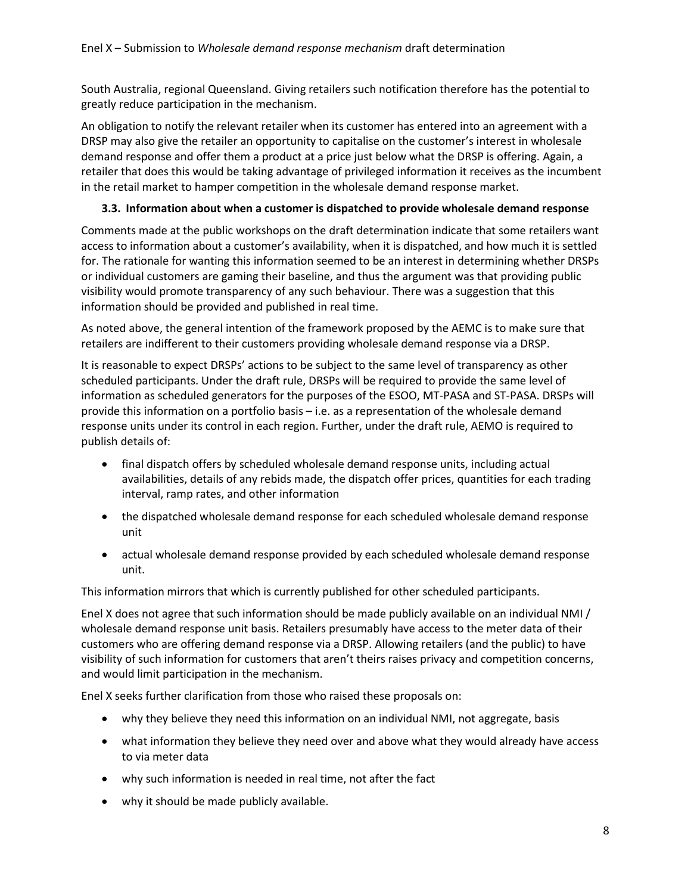South Australia, regional Queensland. Giving retailers such notification therefore has the potential to greatly reduce participation in the mechanism.

An obligation to notify the relevant retailer when its customer has entered into an agreement with a DRSP may also give the retailer an opportunity to capitalise on the customer's interest in wholesale demand response and offer them a product at a price just below what the DRSP is offering. Again, a retailer that does this would be taking advantage of privileged information it receives as the incumbent in the retail market to hamper competition in the wholesale demand response market.

### 3.3. Information about when a customer is dispatched to provide wholesale demand response

Comments made at the public workshops on the draft determination indicate that some retailers want access to information about a customer's availability, when it is dispatched, and how much it is settled for. The rationale for wanting this information seemed to be an interest in determining whether DRSPs or individual customers are gaming their baseline, and thus the argument was that providing public visibility would promote transparency of any such behaviour. There was a suggestion that this information should be provided and published in real time.

As noted above, the general intention of the framework proposed by the AEMC is to make sure that retailers are indifferent to their customers providing wholesale demand response via a DRSP.

It is reasonable to expect DRSPs' actions to be subject to the same level of transparency as other scheduled participants. Under the draft rule, DRSPs will be required to provide the same level of information as scheduled generators for the purposes of the ESOO, MT-PASA and ST-PASA. DRSPs will provide this information on a portfolio basis – i.e. as a representation of the wholesale demand response units under its control in each region. Further, under the draft rule, AEMO is required to publish details of:

- final dispatch offers by scheduled wholesale demand response units, including actual availabilities, details of any rebids made, the dispatch offer prices, quantities for each trading interval, ramp rates, and other information
- the dispatched wholesale demand response for each scheduled wholesale demand response unit
- actual wholesale demand response provided by each scheduled wholesale demand response unit.

This information mirrors that which is currently published for other scheduled participants.

Enel X does not agree that such information should be made publicly available on an individual NMI / wholesale demand response unit basis. Retailers presumably have access to the meter data of their customers who are offering demand response via a DRSP. Allowing retailers (and the public) to have visibility of such information for customers that aren't theirs raises privacy and competition concerns, and would limit participation in the mechanism.

Enel X seeks further clarification from those who raised these proposals on:

- why they believe they need this information on an individual NMI, not aggregate, basis
- what information they believe they need over and above what they would already have access to via meter data
- why such information is needed in real time, not after the fact
- why it should be made publicly available.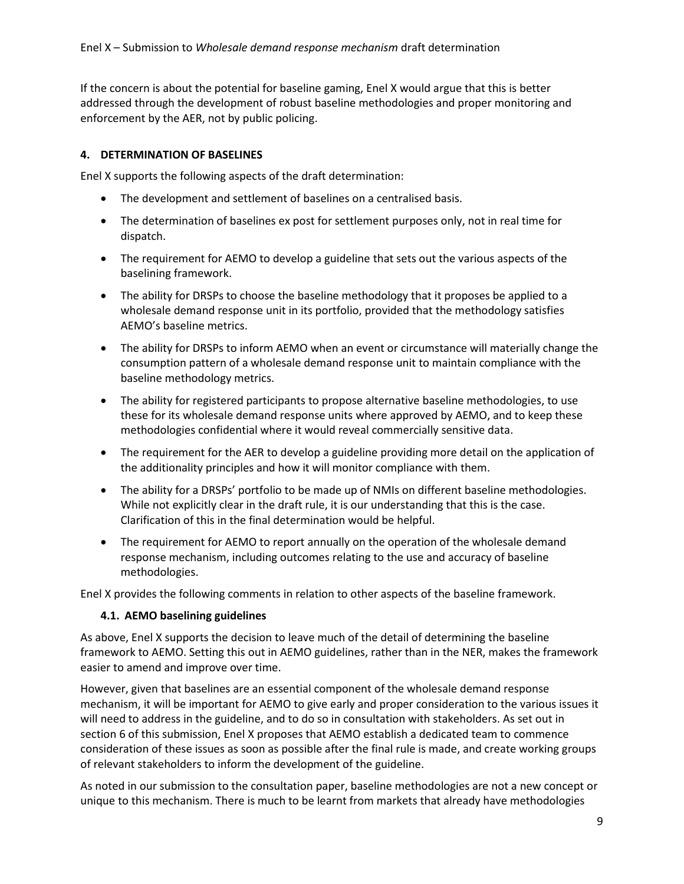If the concern is about the potential for baseline gaming, Enel X would argue that this is better addressed through the development of robust baseline methodologies and proper monitoring and enforcement by the AER, not by public policing.

## 4. DETERMINATION OF BASELINES

Enel X supports the following aspects of the draft determination:

- The development and settlement of baselines on a centralised basis.
- The determination of baselines ex post for settlement purposes only, not in real time for dispatch.
- The requirement for AEMO to develop a guideline that sets out the various aspects of the baselining framework.
- The ability for DRSPs to choose the baseline methodology that it proposes be applied to a wholesale demand response unit in its portfolio, provided that the methodology satisfies AEMO's baseline metrics.
- The ability for DRSPs to inform AEMO when an event or circumstance will materially change the consumption pattern of a wholesale demand response unit to maintain compliance with the baseline methodology metrics.
- The ability for registered participants to propose alternative baseline methodologies, to use these for its wholesale demand response units where approved by AEMO, and to keep these methodologies confidential where it would reveal commercially sensitive data.
- The requirement for the AER to develop a guideline providing more detail on the application of the additionality principles and how it will monitor compliance with them.
- The ability for a DRSPs' portfolio to be made up of NMIs on different baseline methodologies. While not explicitly clear in the draft rule, it is our understanding that this is the case. Clarification of this in the final determination would be helpful.
- The requirement for AEMO to report annually on the operation of the wholesale demand response mechanism, including outcomes relating to the use and accuracy of baseline methodologies.

Enel X provides the following comments in relation to other aspects of the baseline framework.

### 4.1. AEMO baselining guidelines

As above, Enel X supports the decision to leave much of the detail of determining the baseline framework to AEMO. Setting this out in AEMO guidelines, rather than in the NER, makes the framework easier to amend and improve over time.

However, given that baselines are an essential component of the wholesale demand response mechanism, it will be important for AEMO to give early and proper consideration to the various issues it will need to address in the guideline, and to do so in consultation with stakeholders. As set out in section 6 of this submission, Enel X proposes that AEMO establish a dedicated team to commence consideration of these issues as soon as possible after the final rule is made, and create working groups of relevant stakeholders to inform the development of the guideline.

As noted in our submission to the consultation paper, baseline methodologies are not a new concept or unique to this mechanism. There is much to be learnt from markets that already have methodologies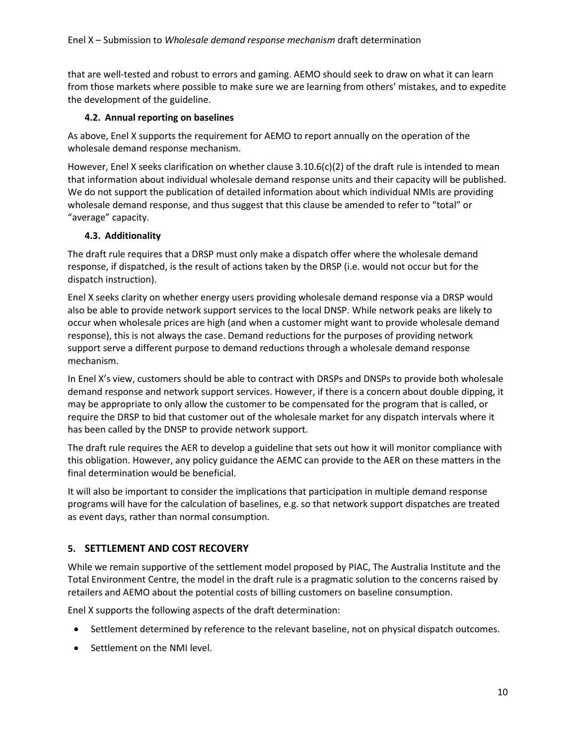that are well-tested and robust to errors and gaming. AEMO should seek to draw on what it can learn from those markets where possible to make sure we are learning from others' mistakes, and to expedite the development of the guideline.

### 4.2. Annual reporting on baselines

As above, Enel X supports the requirement for AEMO to report annually on the operation of the wholesale demand response mechanism.

However, Enel X seeks clarification on whether clause 3.10.6(c)(2) of the draft rule is intended to mean that information about individual wholesale demand response units and their capacity will be published. We do not support the publication of detailed information about which individual NMIs are providing wholesale demand response, and thus suggest that this clause be amended to refer to "total" or "average" capacity.

### 4.3. Additionality

The draft rule requires that a DRSP must only make a dispatch offer where the wholesale demand response, if dispatched, is the result of actions taken by the DRSP (i.e. would not occur but for the dispatch instruction).

Enel X seeks clarity on whether energy users providing wholesale demand response via a DRSP would also be able to provide network support services to the local DNSP. While network peaks are likely to occur when wholesale prices are high (and when a customer might want to provide wholesale demand response), this is not always the case. Demand reductions for the purposes of providing network support serve a different purpose to demand reductions through a wholesale demand response mechanism.

In Enel X's view, customers should be able to contract with DRSPs and DNSPs to provide both wholesale demand response and network support services. However, if there is a concern about double dipping, it may be appropriate to only allow the customer to be compensated for the program that is called, or require the DRSP to bid that customer out of the wholesale market for any dispatch intervals where it has been called by the DNSP to provide network support.

The draft rule requires the AER to develop a guideline that sets out how it will monitor compliance with this obligation. However, any policy guidance the AEMC can provide to the AER on these matters in the final determination would be beneficial.

It will also be important to consider the implications that participation in multiple demand response programs will have for the calculation of baselines, e.g. so that network support dispatches are treated as event days, rather than normal consumption.

## 5. SETTLEMENT AND COST RECOVERY

While we remain supportive of the settlement model proposed by PIAC, The Australia Institute and the Total Environment Centre, the model in the draft rule is a pragmatic solution to the concerns raised by retailers and AEMO about the potential costs of billing customers on baseline consumption.

Enel X supports the following aspects of the draft determination:

- Settlement determined by reference to the relevant baseline, not on physical dispatch outcomes.
- Settlement on the NMI level.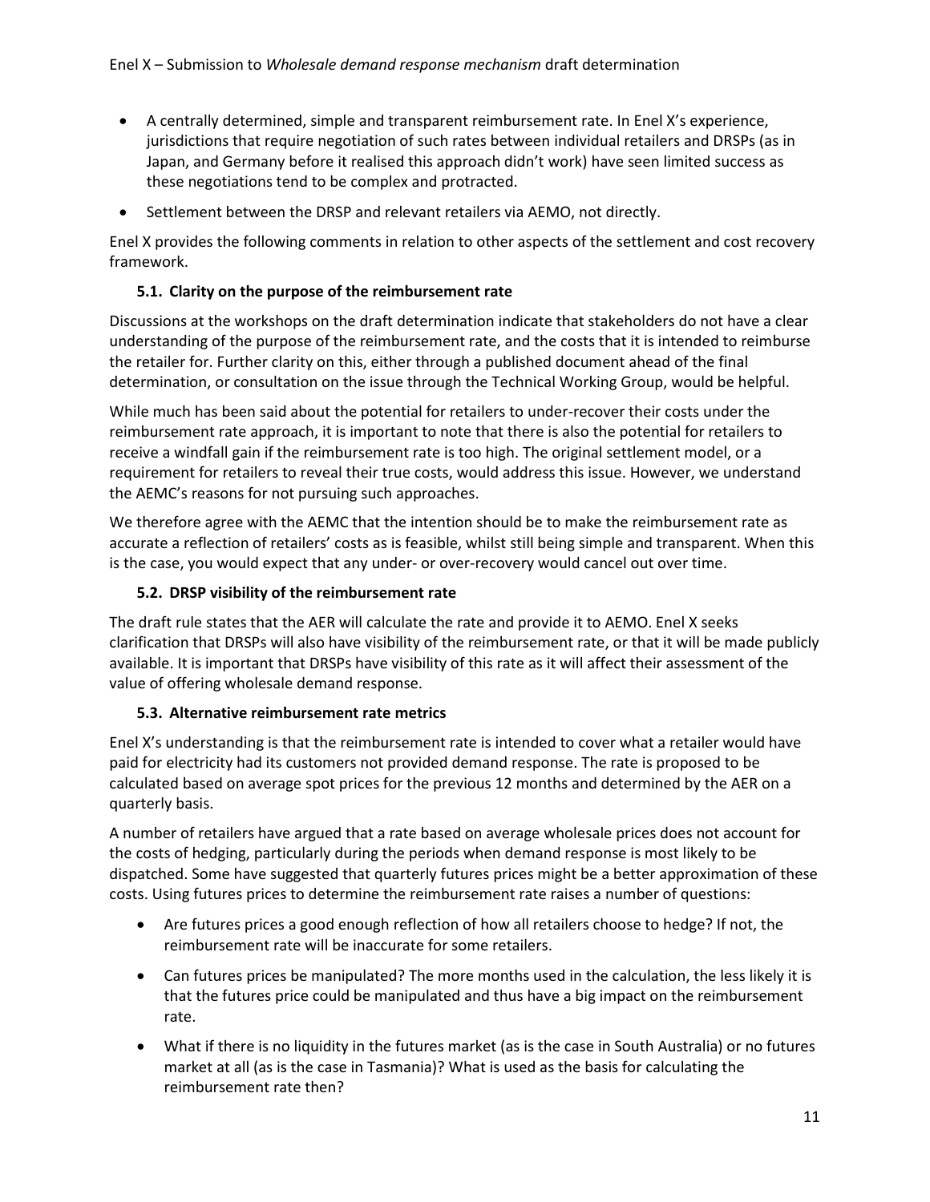- A centrally determined, simple and transparent reimbursement rate. In Enel X's experience, jurisdictions that require negotiation of such rates between individual retailers and DRSPs (as in Japan, and Germany before it realised this approach didn't work) have seen limited success as these negotiations tend to be complex and protracted.
- Settlement between the DRSP and relevant retailers via AEMO, not directly.

Enel X provides the following comments in relation to other aspects of the settlement and cost recovery framework.

### 5.1. Clarity on the purpose of the reimbursement rate

Discussions at the workshops on the draft determination indicate that stakeholders do not have a clear understanding of the purpose of the reimbursement rate, and the costs that it is intended to reimburse the retailer for. Further clarity on this, either through a published document ahead of the final determination, or consultation on the issue through the Technical Working Group, would be helpful.

While much has been said about the potential for retailers to under-recover their costs under the reimbursement rate approach, it is important to note that there is also the potential for retailers to receive a windfall gain if the reimbursement rate is too high. The original settlement model, or a requirement for retailers to reveal their true costs, would address this issue. However, we understand the AEMC's reasons for not pursuing such approaches.

We therefore agree with the AEMC that the intention should be to make the reimbursement rate as accurate a reflection of retailers' costs as is feasible, whilst still being simple and transparent. When this is the case, you would expect that any under- or over-recovery would cancel out over time.

### 5.2. DRSP visibility of the reimbursement rate

The draft rule states that the AER will calculate the rate and provide it to AEMO. Enel X seeks clarification that DRSPs will also have visibility of the reimbursement rate, or that it will be made publicly available. It is important that DRSPs have visibility of this rate as it will affect their assessment of the value of offering wholesale demand response.

### 5.3. Alternative reimbursement rate metrics

Enel X's understanding is that the reimbursement rate is intended to cover what a retailer would have paid for electricity had its customers not provided demand response. The rate is proposed to be calculated based on average spot prices for the previous 12 months and determined by the AER on a quarterly basis.

A number of retailers have argued that a rate based on average wholesale prices does not account for the costs of hedging, particularly during the periods when demand response is most likely to be dispatched. Some have suggested that quarterly futures prices might be a better approximation of these costs. Using futures prices to determine the reimbursement rate raises a number of questions:

- Are futures prices a good enough reflection of how all retailers choose to hedge? If not, the reimbursement rate will be inaccurate for some retailers.
- Can futures prices be manipulated? The more months used in the calculation, the less likely it is that the futures price could be manipulated and thus have a big impact on the reimbursement rate.
- What if there is no liquidity in the futures market (as is the case in South Australia) or no futures market at all (as is the case in Tasmania)? What is used as the basis for calculating the reimbursement rate then?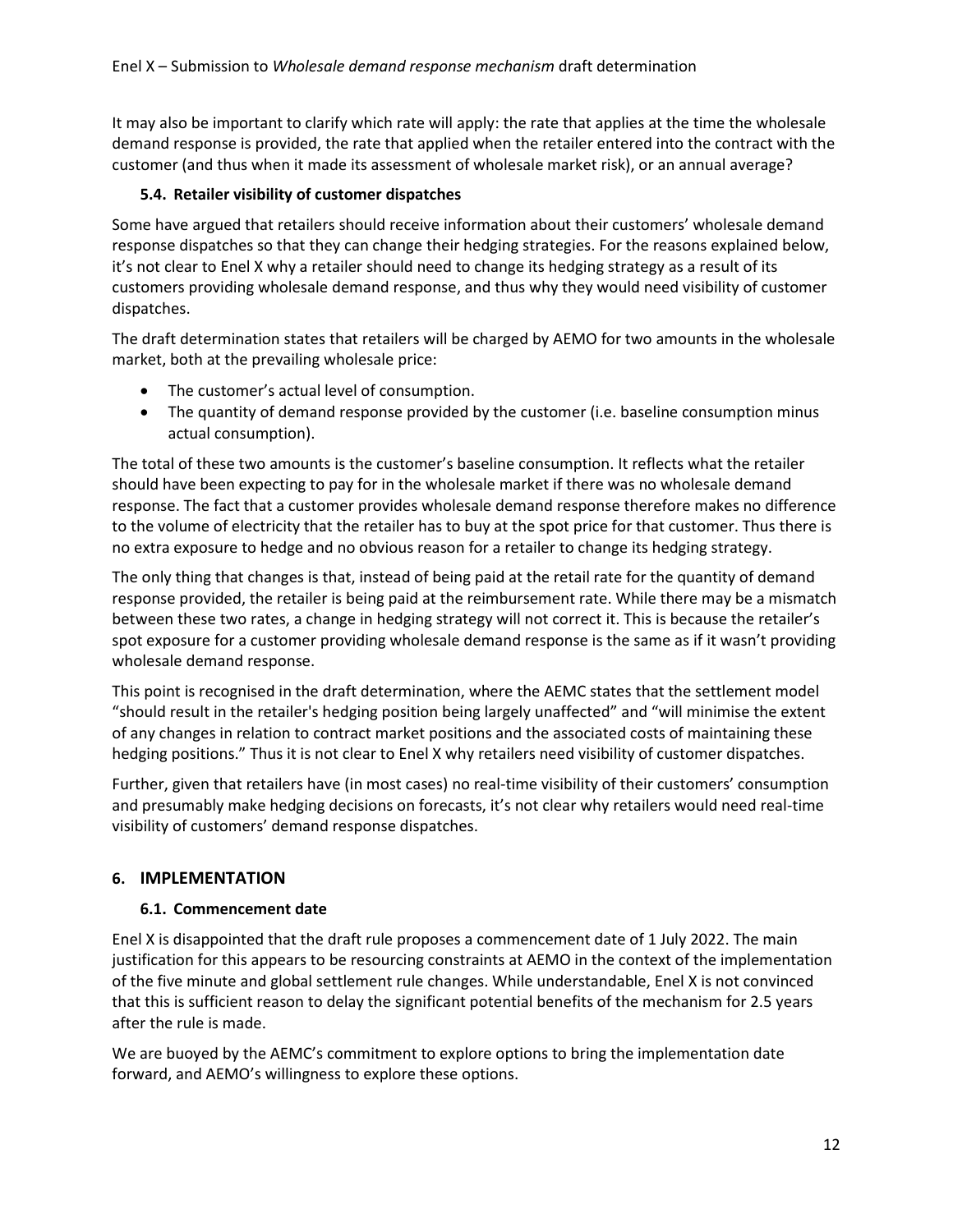It may also be important to clarify which rate will apply: the rate that applies at the time the wholesale demand response is provided, the rate that applied when the retailer entered into the contract with the customer (and thus when it made its assessment of wholesale market risk), or an annual average?

### 5.4. Retailer visibility of customer dispatches

Some have argued that retailers should receive information about their customers' wholesale demand response dispatches so that they can change their hedging strategies. For the reasons explained below, it's not clear to Enel X why a retailer should need to change its hedging strategy as a result of its customers providing wholesale demand response, and thus why they would need visibility of customer dispatches.

The draft determination states that retailers will be charged by AEMO for two amounts in the wholesale market, both at the prevailing wholesale price:

- The customer's actual level of consumption.
- The quantity of demand response provided by the customer (i.e. baseline consumption minus actual consumption).

The total of these two amounts is the customer's baseline consumption. It reflects what the retailer should have been expecting to pay for in the wholesale market if there was no wholesale demand response. The fact that a customer provides wholesale demand response therefore makes no difference to the volume of electricity that the retailer has to buy at the spot price for that customer. Thus there is no extra exposure to hedge and no obvious reason for a retailer to change its hedging strategy.

The only thing that changes is that, instead of being paid at the retail rate for the quantity of demand response provided, the retailer is being paid at the reimbursement rate. While there may be a mismatch between these two rates, a change in hedging strategy will not correct it. This is because the retailer's spot exposure for a customer providing wholesale demand response is the same as if it wasn't providing wholesale demand response.

This point is recognised in the draft determination, where the AEMC states that the settlement model "should result in the retailer's hedging position being largely unaffected" and "will minimise the extent of any changes in relation to contract market positions and the associated costs of maintaining these hedging positions." Thus it is not clear to Enel X why retailers need visibility of customer dispatches.

Further, given that retailers have (in most cases) no real-time visibility of their customers' consumption and presumably make hedging decisions on forecasts, it's not clear why retailers would need real-time visibility of customers' demand response dispatches.

## 6. IMPLEMENTATION

### 6.1. Commencement date

Enel X is disappointed that the draft rule proposes a commencement date of 1 July 2022. The main justification for this appears to be resourcing constraints at AEMO in the context of the implementation of the five minute and global settlement rule changes. While understandable, Enel X is not convinced that this is sufficient reason to delay the significant potential benefits of the mechanism for 2.5 years after the rule is made.

We are buoyed by the AEMC's commitment to explore options to bring the implementation date forward, and AEMO's willingness to explore these options.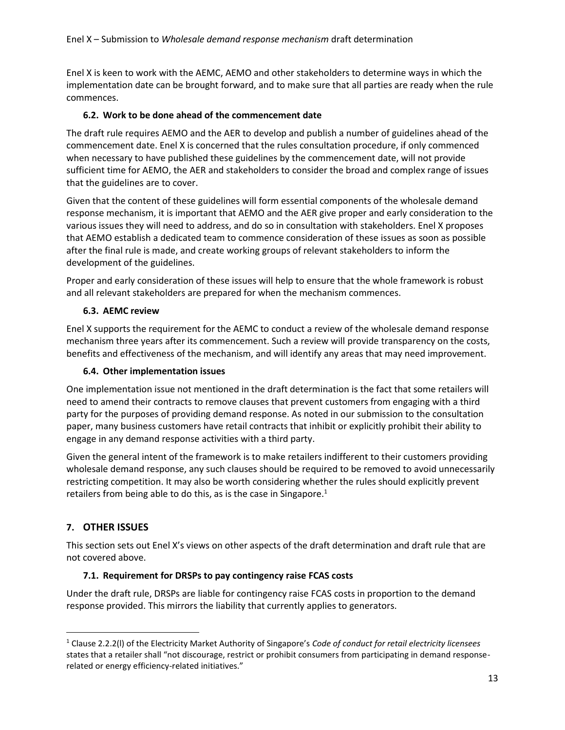Enel X is keen to work with the AEMC, AEMO and other stakeholders to determine ways in which the implementation date can be brought forward, and to make sure that all parties are ready when the rule commences.

### 6.2. Work to be done ahead of the commencement date

The draft rule requires AEMO and the AER to develop and publish a number of guidelines ahead of the commencement date. Enel X is concerned that the rules consultation procedure, if only commenced when necessary to have published these guidelines by the commencement date, will not provide sufficient time for AEMO, the AER and stakeholders to consider the broad and complex range of issues that the guidelines are to cover.

Given that the content of these guidelines will form essential components of the wholesale demand response mechanism, it is important that AEMO and the AER give proper and early consideration to the various issues they will need to address, and do so in consultation with stakeholders. Enel X proposes that AEMO establish a dedicated team to commence consideration of these issues as soon as possible after the final rule is made, and create working groups of relevant stakeholders to inform the development of the guidelines.

Proper and early consideration of these issues will help to ensure that the whole framework is robust and all relevant stakeholders are prepared for when the mechanism commences.

### 6.3. AEMC review

Enel X supports the requirement for the AEMC to conduct a review of the wholesale demand response mechanism three years after its commencement. Such a review will provide transparency on the costs, benefits and effectiveness of the mechanism, and will identify any areas that may need improvement.

### 6.4. Other implementation issues

One implementation issue not mentioned in the draft determination is the fact that some retailers will need to amend their contracts to remove clauses that prevent customers from engaging with a third party for the purposes of providing demand response. As noted in our submission to the consultation paper, many business customers have retail contracts that inhibit or explicitly prohibit their ability to engage in any demand response activities with a third party.

Given the general intent of the framework is to make retailers indifferent to their customers providing wholesale demand response, any such clauses should be required to be removed to avoid unnecessarily restricting competition. It may also be worth considering whether the rules should explicitly prevent retailers from being able to do this, as is the case in Singapore.[1]

## 7. OTHER ISSUES

This section sets out Enel X's views on other aspects of the draft determination and draft rule that are not covered above.

### 7.1. Requirement for DRSPs to pay contingency raise FCAS costs

Under the draft rule, DRSPs are liable for contingency raise FCAS costs in proportion to the demand response provided. This mirrors the liability that currently applies to generators.

---

[1] Clause 2.2.2(l) of the Electricity Market Authority of Singapore's *Code of conduct for retail electricity licensees* states that a retailer shall "not discourage, restrict or prohibit consumers from participating in demand response-related or energy efficiency-related initiatives."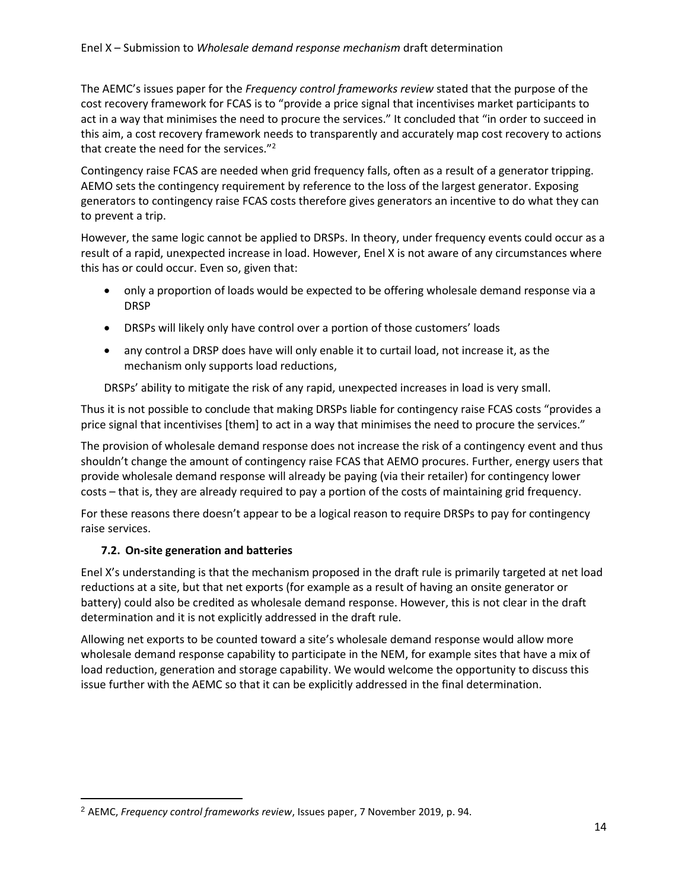The AEMC's issues paper for the *Frequency control frameworks review* stated that the purpose of the cost recovery framework for FCAS is to "provide a price signal that incentivises market participants to act in a way that minimises the need to procure the services." It concluded that "in order to succeed in this aim, a cost recovery framework needs to transparently and accurately map cost recovery to actions that create the need for the services."[2]

Contingency raise FCAS are needed when grid frequency falls, often as a result of a generator tripping. AEMO sets the contingency requirement by reference to the loss of the largest generator. Exposing generators to contingency raise FCAS costs therefore gives generators an incentive to do what they can to prevent a trip.

However, the same logic cannot be applied to DRSPs. In theory, under frequency events could occur as a result of a rapid, unexpected increase in load. However, Enel X is not aware of any circumstances where this has or could occur. Even so, given that:

- only a proportion of loads would be expected to be offering wholesale demand response via a DRSP
- DRSPs will likely only have control over a portion of those customers' loads
- any control a DRSP does have will only enable it to curtail load, not increase it, as the mechanism only supports load reductions,

DRSPs' ability to mitigate the risk of any rapid, unexpected increases in load is very small.

Thus it is not possible to conclude that making DRSPs liable for contingency raise FCAS costs "provides a price signal that incentivises [them] to act in a way that minimises the need to procure the services."

The provision of wholesale demand response does not increase the risk of a contingency event and thus shouldn't change the amount of contingency raise FCAS that AEMO procures. Further, energy users that provide wholesale demand response will already be paying (via their retailer) for contingency lower costs – that is, they are already required to pay a portion of the costs of maintaining grid frequency.

For these reasons there doesn't appear to be a logical reason to require DRSPs to pay for contingency raise services.

### 7.2. On-site generation and batteries

Enel X's understanding is that the mechanism proposed in the draft rule is primarily targeted at net load reductions at a site, but that net exports (for example as a result of having an onsite generator or battery) could also be credited as wholesale demand response. However, this is not clear in the draft determination and it is not explicitly addressed in the draft rule.

Allowing net exports to be counted toward a site's wholesale demand response would allow more wholesale demand response capability to participate in the NEM, for example sites that have a mix of load reduction, generation and storage capability. We would welcome the opportunity to discuss this issue further with the AEMC so that it can be explicitly addressed in the final determination.

---

[2] AEMC, *Frequency control frameworks review*, Issues paper, 7 November 2019, p. 94.